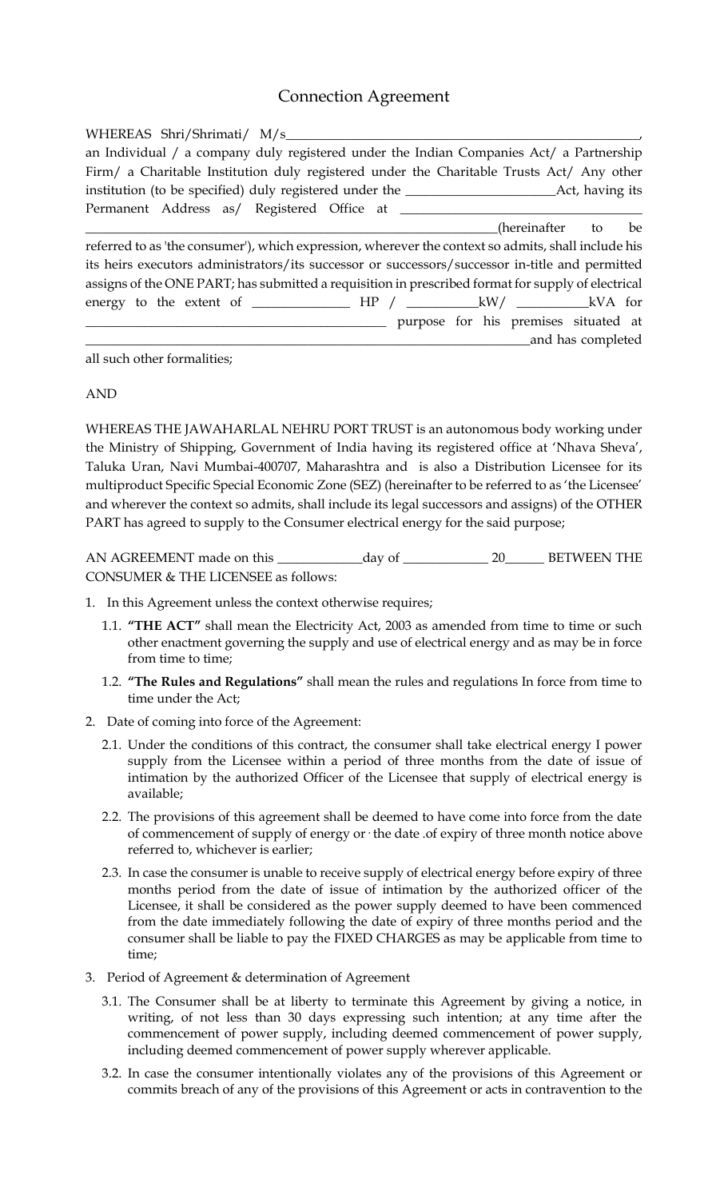# Connection Agreement

WHEREAS Shri/Shrimati/ M/s\_\_\_\_\_\_\_\_\_\_\_\_\_\_\_\_\_\_\_\_\_\_\_\_\_\_\_\_\_\_\_\_\_\_\_\_\_\_\_\_\_\_\_\_\_\_\_\_, an Individual / a company duly registered under the Indian Companies Act/ a Partnership Firm/ a Charitable Institution duly registered under the Charitable Trusts Act/ Any other institution (to be specified) duly registered under the \_\_\_\_\_\_\_\_\_\_\_\_\_\_\_\_\_\_\_\_\_\_Act, having its Permanent Address as/ Registered Office at \_\_\_\_\_\_\_\_\_\_\_\_\_\_\_\_\_\_\_\_\_\_\_\_\_\_\_\_\_\_\_\_\_\_\_\_\_\_\_\_\_\_\_\_\_\_\_\_\_\_\_\_\_\_\_\_\_\_\_\_\_\_\_\_\_\_\_\_\_\_\_\_\_\_\_\_\_\_\_\_\_\_\_\_\_\_\_\_\_\_\_\_\_\_\_\_\_\_\_\_\_(hereinafter to be referred to as 'the consumer'), which expression, wherever the context so admits, shall include his its heirs executors administrators/its successor or successors/successor in-title and permitted assigns of the ONE PART; has submitted a requisition in prescribed format for supply of electrical energy to the extent of \_\_\_\_\_\_\_\_\_\_\_\_\_\_ HP / \_\_\_\_\_\_\_\_\_\_kW/ \_\_\_\_\_\_\_\_\_\_kVA for \_\_\_\_\_\_\_\_\_\_\_\_\_\_\_\_\_\_\_\_\_\_\_\_\_\_\_\_\_\_\_\_\_\_\_\_\_\_\_\_\_\_\_\_\_ purpose for his premises situated at \_\_\_\_\_\_\_\_\_\_\_\_\_\_\_\_\_\_\_\_\_\_\_\_\_\_\_\_\_\_\_\_\_\_\_\_\_\_\_\_\_\_\_\_\_\_\_\_\_\_\_\_\_\_\_\_\_\_\_\_\_\_\_\_\_and has completed all such other formalities;

AND

WHEREAS THE JAWAHARLAL NEHRU PORT TRUST is an autonomous body working under the Ministry of Shipping, Government of India having its registered office at 'Nhava Sheva', Taluka Uran, Navi Mumbai-400707, Maharashtra and is also a Distribution Licensee for its multiproduct Specific Special Economic Zone (SEZ) (hereinafter to be referred to as 'the Licensee' and wherever the context so admits, shall include its legal successors and assigns) of the OTHER PART has agreed to supply to the Consumer electrical energy for the said purpose;

AN AGREEMENT made on this \_\_\_\_\_\_\_\_\_\_\_\_day of \_\_\_\_\_\_\_\_\_\_\_\_ 20\_\_\_\_\_\_ BETWEEN THE CONSUMER & THE LICENSEE as follows:

1. In this Agreement unless the context otherwise requires;
   - 1.1. **"THE ACT"** shall mean the Electricity Act, 2003 as amended from time to time or such other enactment governing the supply and use of electrical energy and as may be in force from time to time;
   - 1.2. **"The Rules and Regulations"** shall mean the rules and regulations In force from time to time under the Act;
2. Date of coming into force of the Agreement:
   - 2.1. Under the conditions of this contract, the consumer shall take electrical energy I power supply from the Licensee within a period of three months from the date of issue of intimation by the authorized Officer of the Licensee that supply of electrical energy is available;
   - 2.2. The provisions of this agreement shall be deemed to have come into force from the date of commencement of supply of energy or · the date .of expiry of three month notice above referred to, whichever is earlier;
   - 2.3. In case the consumer is unable to receive supply of electrical energy before expiry of three months period from the date of issue of intimation by the authorized officer of the Licensee, it shall be considered as the power supply deemed to have been commenced from the date immediately following the date of expiry of three months period and the consumer shall be liable to pay the FIXED CHARGES as may be applicable from time to time;
3. Period of Agreement & determination of Agreement
   - 3.1. The Consumer shall be at liberty to terminate this Agreement by giving a notice, in writing, of not less than 30 days expressing such intention; at any time after the commencement of power supply, including deemed commencement of power supply, including deemed commencement of power supply wherever applicable.
   - 3.2. In case the consumer intentionally violates any of the provisions of this Agreement or commits breach of any of the provisions of this Agreement or acts in contravention to the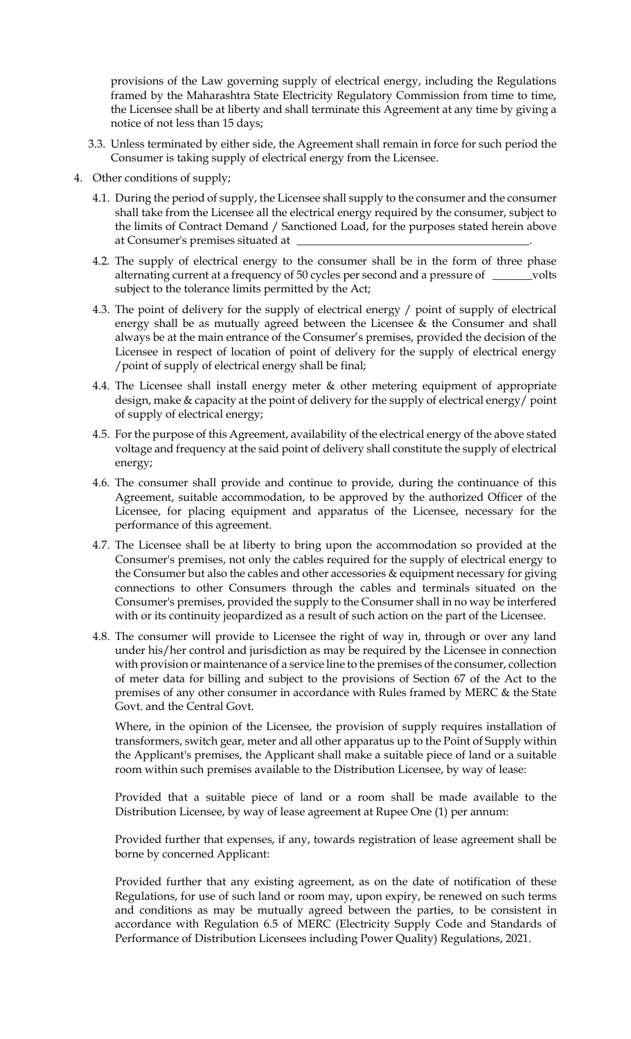provisions of the Law governing supply of electrical energy, including the Regulations framed by the Maharashtra State Electricity Regulatory Commission from time to time, the Licensee shall be at liberty and shall terminate this Agreement at any time by giving a notice of not less than 15 days;

3.3. Unless terminated by either side, the Agreement shall remain in force for such period the Consumer is taking supply of electrical energy from the Licensee.

4. Other conditions of supply;

4.1. During the period of supply, the Licensee shall supply to the consumer and the consumer shall take from the Licensee all the electrical energy required by the consumer, subject to the limits of Contract Demand / Sanctioned Load, for the purposes stated herein above at Consumer's premises situated at ________________________________________.

4.2. The supply of electrical energy to the consumer shall be in the form of three phase alternating current at a frequency of 50 cycles per second and a pressure of _______volts subject to the tolerance limits permitted by the Act;

4.3. The point of delivery for the supply of electrical energy / point of supply of electrical energy shall be as mutually agreed between the Licensee & the Consumer and shall always be at the main entrance of the Consumer's premises, provided the decision of the Licensee in respect of location of point of delivery for the supply of electrical energy /point of supply of electrical energy shall be final;

4.4. The Licensee shall install energy meter & other metering equipment of appropriate design, make & capacity at the point of delivery for the supply of electrical energy/ point of supply of electrical energy;

4.5. For the purpose of this Agreement, availability of the electrical energy of the above stated voltage and frequency at the said point of delivery shall constitute the supply of electrical energy;

4.6. The consumer shall provide and continue to provide, during the continuance of this Agreement, suitable accommodation, to be approved by the authorized Officer of the Licensee, for placing equipment and apparatus of the Licensee, necessary for the performance of this agreement.

4.7. The Licensee shall be at liberty to bring upon the accommodation so provided at the Consumer's premises, not only the cables required for the supply of electrical energy to the Consumer but also the cables and other accessories & equipment necessary for giving connections to other Consumers through the cables and terminals situated on the Consumer's premises, provided the supply to the Consumer shall in no way be interfered with or its continuity jeopardized as a result of such action on the part of the Licensee.

4.8. The consumer will provide to Licensee the right of way in, through or over any land under his/her control and jurisdiction as may be required by the Licensee in connection with provision or maintenance of a service line to the premises of the consumer, collection of meter data for billing and subject to the provisions of Section 67 of the Act to the premises of any other consumer in accordance with Rules framed by MERC & the State Govt. and the Central Govt.

Where, in the opinion of the Licensee, the provision of supply requires installation of transformers, switch gear, meter and all other apparatus up to the Point of Supply within the Applicant's premises, the Applicant shall make a suitable piece of land or a suitable room within such premises available to the Distribution Licensee, by way of lease:

Provided that a suitable piece of land or a room shall be made available to the Distribution Licensee, by way of lease agreement at Rupee One (1) per annum:

Provided further that expenses, if any, towards registration of lease agreement shall be borne by concerned Applicant:

Provided further that any existing agreement, as on the date of notification of these Regulations, for use of such land or room may, upon expiry, be renewed on such terms and conditions as may be mutually agreed between the parties, to be consistent in accordance with Regulation 6.5 of MERC (Electricity Supply Code and Standards of Performance of Distribution Licensees including Power Quality) Regulations, 2021.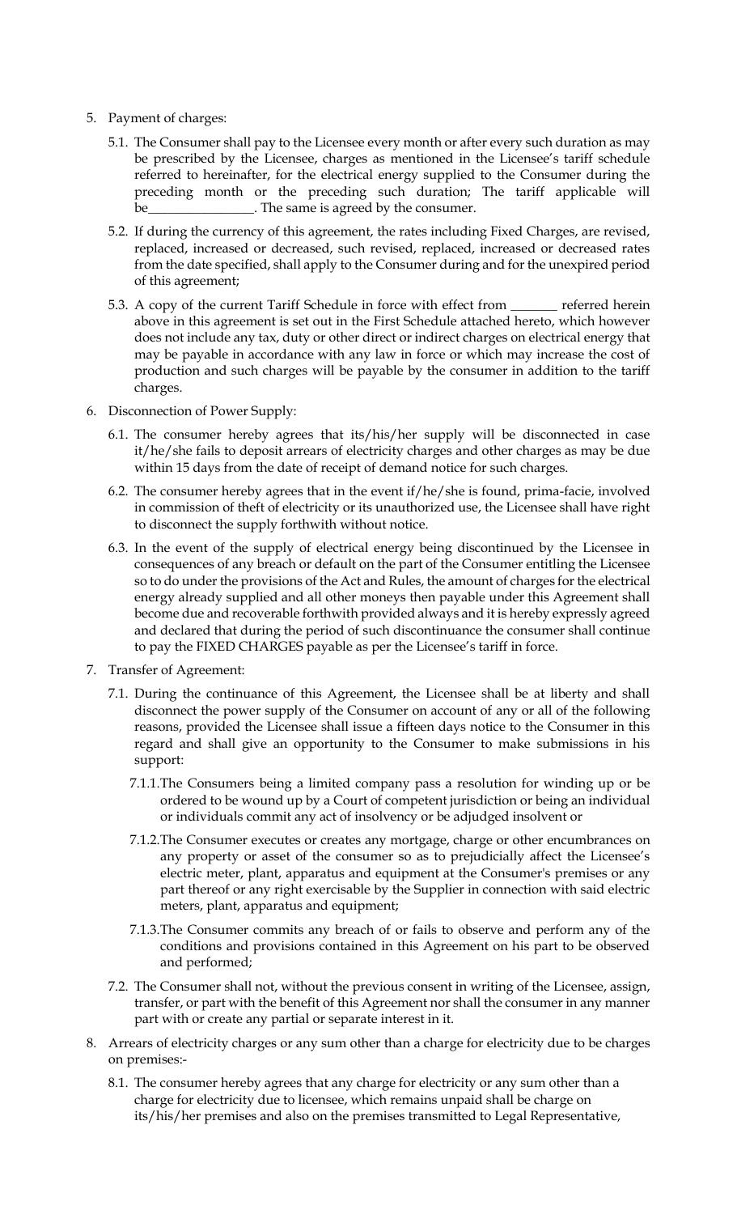5. Payment of charges:

   5.1. The Consumer shall pay to the Licensee every month or after every such duration as may be prescribed by the Licensee, charges as mentioned in the Licensee's tariff schedule referred to hereinafter, for the electrical energy supplied to the Consumer during the preceding month or the preceding such duration; The tariff applicable will be________________. The same is agreed by the consumer.

   5.2. If during the currency of this agreement, the rates including Fixed Charges, are revised, replaced, increased or decreased, such revised, replaced, increased or decreased rates from the date specified, shall apply to the Consumer during and for the unexpired period of this agreement;

   5.3. A copy of the current Tariff Schedule in force with effect from _______ referred herein above in this agreement is set out in the First Schedule attached hereto, which however does not include any tax, duty or other direct or indirect charges on electrical energy that may be payable in accordance with any law in force or which may increase the cost of production and such charges will be payable by the consumer in addition to the tariff charges.

6. Disconnection of Power Supply:

   6.1. The consumer hereby agrees that its/his/her supply will be disconnected in case it/he/she fails to deposit arrears of electricity charges and other charges as may be due within 15 days from the date of receipt of demand notice for such charges.

   6.2. The consumer hereby agrees that in the event if/he/she is found, prima-facie, involved in commission of theft of electricity or its unauthorized use, the Licensee shall have right to disconnect the supply forthwith without notice.

   6.3. In the event of the supply of electrical energy being discontinued by the Licensee in consequences of any breach or default on the part of the Consumer entitling the Licensee so to do under the provisions of the Act and Rules, the amount of charges for the electrical energy already supplied and all other moneys then payable under this Agreement shall become due and recoverable forthwith provided always and it is hereby expressly agreed and declared that during the period of such discontinuance the consumer shall continue to pay the FIXED CHARGES payable as per the Licensee's tariff in force.

7. Transfer of Agreement:

   7.1. During the continuance of this Agreement, the Licensee shall be at liberty and shall disconnect the power supply of the Consumer on account of any or all of the following reasons, provided the Licensee shall issue a fifteen days notice to the Consumer in this regard and shall give an opportunity to the Consumer to make submissions in his support:

      7.1.1. The Consumers being a limited company pass a resolution for winding up or be ordered to be wound up by a Court of competent jurisdiction or being an individual or individuals commit any act of insolvency or be adjudged insolvent or

      7.1.2. The Consumer executes or creates any mortgage, charge or other encumbrances on any property or asset of the consumer so as to prejudicially affect the Licensee's electric meter, plant, apparatus and equipment at the Consumer's premises or any part thereof or any right exercisable by the Supplier in connection with said electric meters, plant, apparatus and equipment;

      7.1.3. The Consumer commits any breach of or fails to observe and perform any of the conditions and provisions contained in this Agreement on his part to be observed and performed;

   7.2. The Consumer shall not, without the previous consent in writing of the Licensee, assign, transfer, or part with the benefit of this Agreement nor shall the consumer in any manner part with or create any partial or separate interest in it.

8. Arrears of electricity charges or any sum other than a charge for electricity due to be charges on premises:-

   8.1. The consumer hereby agrees that any charge for electricity or any sum other than a charge for electricity due to licensee, which remains unpaid shall be charge on its/his/her premises and also on the premises transmitted to Legal Representative,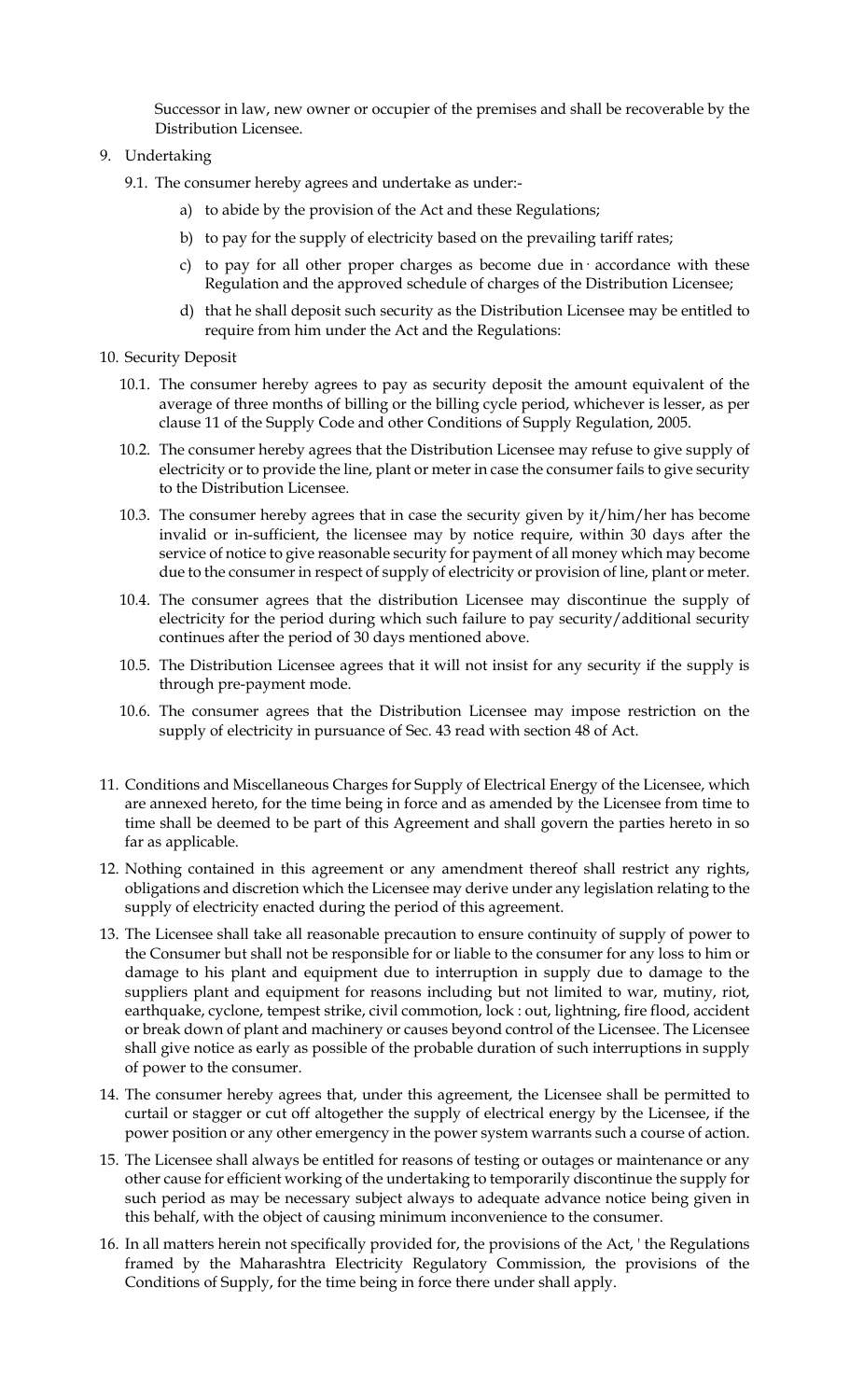Successor in law, new owner or occupier of the premises and shall be recoverable by the Distribution Licensee.

9. Undertaking

   9.1. The consumer hereby agrees and undertake as under:-

      a) to abide by the provision of the Act and these Regulations;

      b) to pay for the supply of electricity based on the prevailing tariff rates;

      c) to pay for all other proper charges as become due in · accordance with these Regulation and the approved schedule of charges of the Distribution Licensee;

      d) that he shall deposit such security as the Distribution Licensee may be entitled to require from him under the Act and the Regulations:

10. Security Deposit

   10.1. The consumer hereby agrees to pay as security deposit the amount equivalent of the average of three months of billing or the billing cycle period, whichever is lesser, as per clause 11 of the Supply Code and other Conditions of Supply Regulation, 2005.

   10.2. The consumer hereby agrees that the Distribution Licensee may refuse to give supply of electricity or to provide the line, plant or meter in case the consumer fails to give security to the Distribution Licensee.

   10.3. The consumer hereby agrees that in case the security given by it/him/her has become invalid or in-sufficient, the licensee may by notice require, within 30 days after the service of notice to give reasonable security for payment of all money which may become due to the consumer in respect of supply of electricity or provision of line, plant or meter.

   10.4. The consumer agrees that the distribution Licensee may discontinue the supply of electricity for the period during which such failure to pay security/additional security continues after the period of 30 days mentioned above.

   10.5. The Distribution Licensee agrees that it will not insist for any security if the supply is through pre-payment mode.

   10.6. The consumer agrees that the Distribution Licensee may impose restriction on the supply of electricity in pursuance of Sec. 43 read with section 48 of Act.

11. Conditions and Miscellaneous Charges for Supply of Electrical Energy of the Licensee, which are annexed hereto, for the time being in force and as amended by the Licensee from time to time shall be deemed to be part of this Agreement and shall govern the parties hereto in so far as applicable.

12. Nothing contained in this agreement or any amendment thereof shall restrict any rights, obligations and discretion which the Licensee may derive under any legislation relating to the supply of electricity enacted during the period of this agreement.

13. The Licensee shall take all reasonable precaution to ensure continuity of supply of power to the Consumer but shall not be responsible for or liable to the consumer for any loss to him or damage to his plant and equipment due to interruption in supply due to damage to the suppliers plant and equipment for reasons including but not limited to war, mutiny, riot, earthquake, cyclone, tempest strike, civil commotion, lock : out, lightning, fire flood, accident or break down of plant and machinery or causes beyond control of the Licensee. The Licensee shall give notice as early as possible of the probable duration of such interruptions in supply of power to the consumer.

14. The consumer hereby agrees that, under this agreement, the Licensee shall be permitted to curtail or stagger or cut off altogether the supply of electrical energy by the Licensee, if the power position or any other emergency in the power system warrants such a course of action.

15. The Licensee shall always be entitled for reasons of testing or outages or maintenance or any other cause for efficient working of the undertaking to temporarily discontinue the supply for such period as may be necessary subject always to adequate advance notice being given in this behalf, with the object of causing minimum inconvenience to the consumer.

16. In all matters herein not specifically provided for, the provisions of the Act, ' the Regulations framed by the Maharashtra Electricity Regulatory Commission, the provisions of the Conditions of Supply, for the time being in force there under shall apply.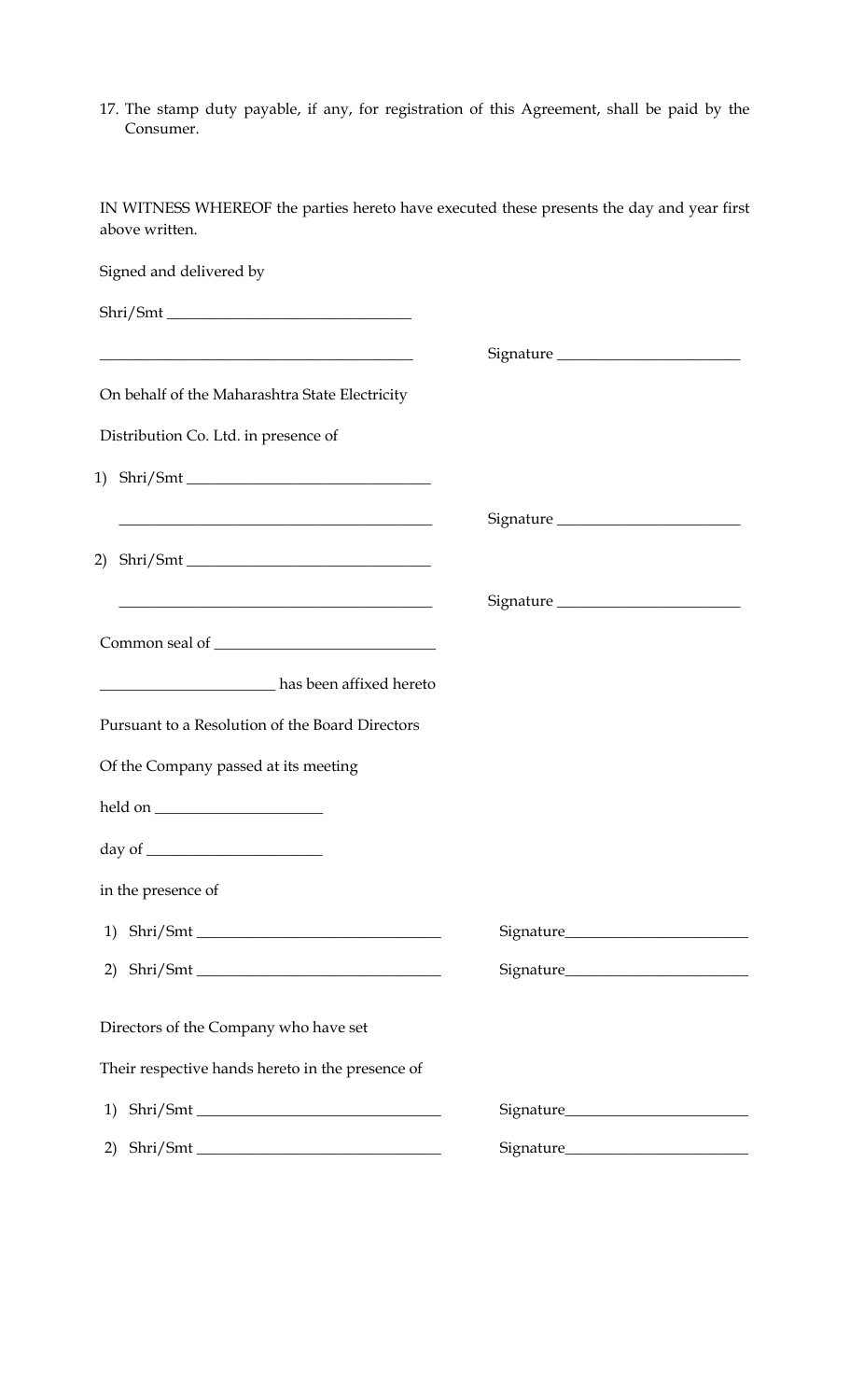17. The stamp duty payable, if any, for registration of this Agreement, shall be paid by the Consumer.

IN WITNESS WHEREOF the parties hereto have executed these presents the day and year first above written.

Signed and delivered by

Shri/Smt ______________________________

________________________________________ Signature ______________________

On behalf of the Maharashtra State Electricity

Distribution Co. Ltd. in presence of

1) Shri/Smt ______________________________

________________________________________ Signature ______________________

2) Shri/Smt ______________________________

________________________________________ Signature ______________________

Common seal of ___________________________

_____________________ has been affixed hereto

Pursuant to a Resolution of the Board Directors

Of the Company passed at its meeting

held on _____________________

day of _____________________

in the presence of

1) Shri/Smt ______________________________ Signature______________________

2) Shri/Smt ______________________________ Signature______________________

Directors of the Company who have set

Their respective hands hereto in the presence of

1) Shri/Smt ______________________________ Signature______________________

2) Shri/Smt ______________________________ Signature______________________